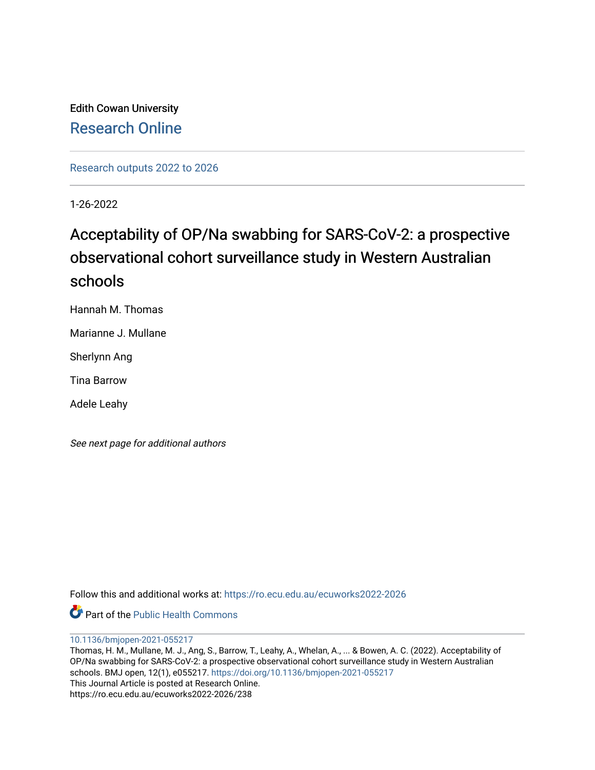Edith Cowan University

# Research Online

Research outputs 2022 to 2026

1-26-2022

# Acceptability of OP/Na swabbing for SARS-CoV-2: a prospective observational cohort surveillance study in Western Australian schools

Hannah M. Thomas

Marianne J. Mullane

Sherlynn Ang

Tina Barrow

Adele Leahy

*See next page for additional authors*

Follow this and additional works at: https://ro.ecu.edu.au/ecuworks2022-2026

Part of the Public Health Commons

10.1136/bmjopen-2021-055217

Thomas, H. M., Mullane, M. J., Ang, S., Barrow, T., Leahy, A., Whelan, A., ... & Bowen, A. C. (2022). Acceptability of OP/Na swabbing for SARS-CoV-2: a prospective observational cohort surveillance study in Western Australian schools. BMJ open, 12(1), e055217. https://doi.org/10.1136/bmjopen-2021-055217

This Journal Article is posted at Research Online.

https://ro.ecu.edu.au/ecuworks2022-2026/238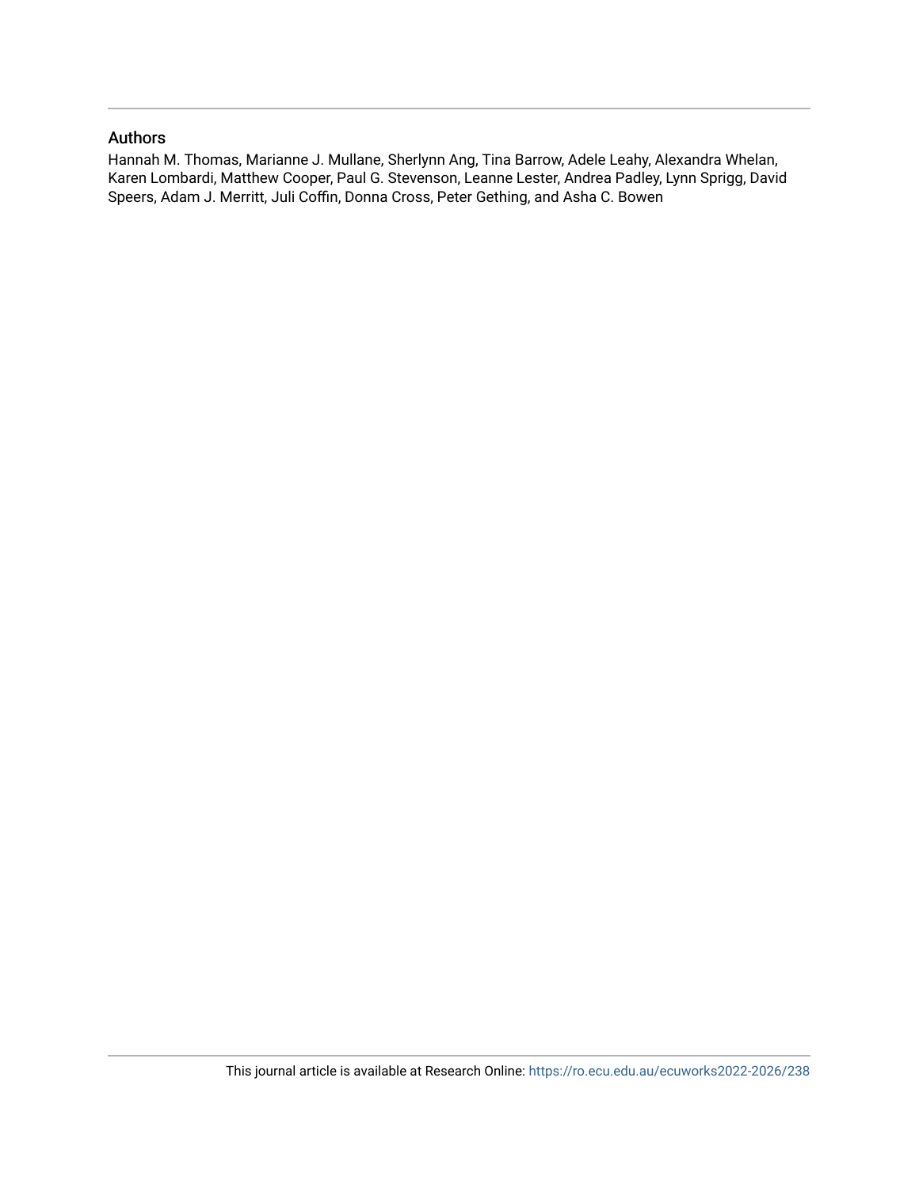## Authors

Hannah M. Thomas, Marianne J. Mullane, Sherlynn Ang, Tina Barrow, Adele Leahy, Alexandra Whelan, Karen Lombardi, Matthew Cooper, Paul G. Stevenson, Leanne Lester, Andrea Padley, Lynn Sprigg, David Speers, Adam J. Merritt, Juli Coffin, Donna Cross, Peter Gething, and Asha C. Bowen

This journal article is available at Research Online: https://ro.ecu.edu.au/ecuworks2022-2026/238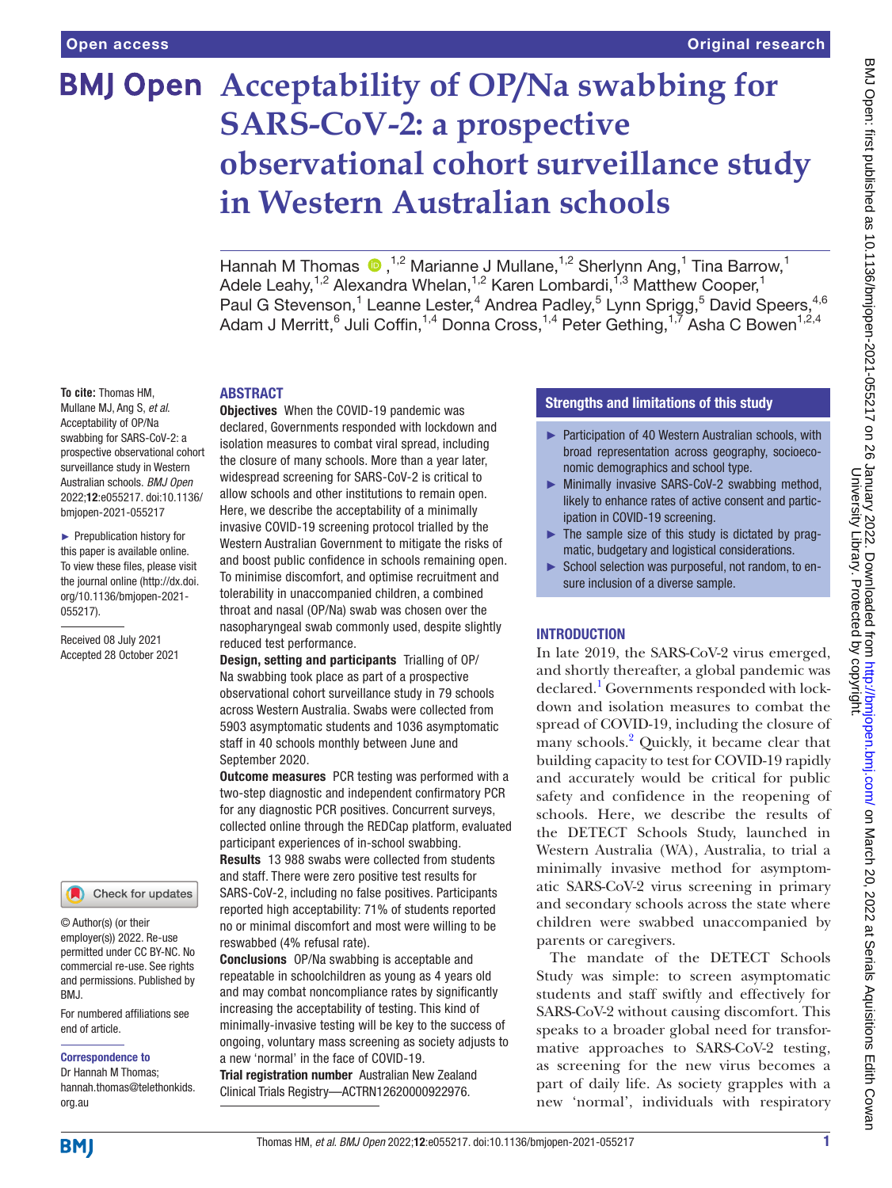# Acceptability of OP/Na swabbing for SARS-CoV-2: a prospective observational cohort surveillance study in Western Australian schools

Hannah M Thomas ,[1,2] Marianne J Mullane,[1,2] Sherlynn Ang,[1] Tina Barrow,[1] Adele Leahy,[1,2] Alexandra Whelan,[1,2] Karen Lombardi,[1,3] Matthew Cooper,[1] Paul G Stevenson,[1] Leanne Lester,[4] Andrea Padley,[5] Lynn Sprigg,[5] David Speers,[4,6] Adam J Merritt,[6] Juli Coffin,[1,4] Donna Cross,[1,4] Peter Gething,[1,7] Asha C Bowen[1,2,4]

**To cite:** Thomas HM, Mullane MJ, Ang S, *et al*. Acceptability of OP/Na swabbing for SARS-CoV-2: a prospective observational cohort surveillance study in Western Australian schools. *BMJ Open* 2022;**12**:e055217. doi:10.1136/bmjopen-2021-055217

► Prepublication history for this paper is available online. To view these files, please visit the journal online (http://dx.doi.org/10.1136/bmjopen-2021-055217).

Received 08 July 2021
Accepted 28 October 2021

© Author(s) (or their employer(s)) 2022. Re-use permitted under CC BY-NC. No commercial re-use. See rights and permissions. Published by BMJ.

For numbered affiliations see end of article.

**Correspondence to**
Dr Hannah M Thomas; hannah.thomas@telethonkids.org.au

## ABSTRACT

**Objectives** When the COVID-19 pandemic was declared, Governments responded with lockdown and isolation measures to combat viral spread, including the closure of many schools. More than a year later, widespread screening for SARS-CoV-2 is critical to allow schools and other institutions to remain open. Here, we describe the acceptability of a minimally invasive COVID-19 screening protocol trialled by the Western Australian Government to mitigate the risks of and boost public confidence in schools remaining open. To minimise discomfort, and optimise recruitment and tolerability in unaccompanied children, a combined throat and nasal (OP/Na) swab was chosen over the nasopharyngeal swab commonly used, despite slightly reduced test performance.

**Design, setting and participants** Trialling of OP/Na swabbing took place as part of a prospective observational cohort surveillance study in 79 schools across Western Australia. Swabs were collected from 5903 asymptomatic students and 1036 asymptomatic staff in 40 schools monthly between June and September 2020.

**Outcome measures** PCR testing was performed with a two-step diagnostic and independent confirmatory PCR for any diagnostic PCR positives. Concurrent surveys, collected online through the REDCap platform, evaluated participant experiences of in-school swabbing.

**Results** 13 988 swabs were collected from students and staff. There were zero positive test results for SARS-CoV-2, including no false positives. Participants reported high acceptability: 71% of students reported no or minimal discomfort and most were willing to be reswabbed (4% refusal rate).

**Conclusions** OP/Na swabbing is acceptable and repeatable in schoolchildren as young as 4 years old and may combat noncompliance rates by significantly increasing the acceptability of testing. This kind of minimally-invasive testing will be key to the success of ongoing, voluntary mass screening as society adjusts to a new 'normal' in the face of COVID-19.

**Trial registration number** Australian New Zealand Clinical Trials Registry—ACTRN12620000922976.

## Strengths and limitations of this study

- ► Participation of 40 Western Australian schools, with broad representation across geography, socioeconomic demographics and school type.
- ► Minimally invasive SARS-CoV-2 swabbing method, likely to enhance rates of active consent and participation in COVID-19 screening.
- ► The sample size of this study is dictated by pragmatic, budgetary and logistical considerations.
- ► School selection was purposeful, not random, to ensure inclusion of a diverse sample.

## INTRODUCTION

In late 2019, the SARS-CoV-2 virus emerged, and shortly thereafter, a global pandemic was declared.[1] Governments responded with lockdown and isolation measures to combat the spread of COVID-19, including the closure of many schools.[2] Quickly, it became clear that building capacity to test for COVID-19 rapidly and accurately would be critical for public safety and confidence in the reopening of schools. Here, we describe the results of the DETECT Schools Study, launched in Western Australia (WA), Australia, to trial a minimally invasive method for asymptomatic SARS-CoV-2 virus screening in primary and secondary schools across the state where children were swabbed unaccompanied by parents or caregivers.

The mandate of the DETECT Schools Study was simple: to screen asymptomatic students and staff swiftly and effectively for SARS-CoV-2 without causing discomfort. This speaks to a broader global need for transformative approaches to SARS-CoV-2 testing, as screening for the new virus becomes a part of daily life. As society grapples with a new 'normal', individuals with respiratory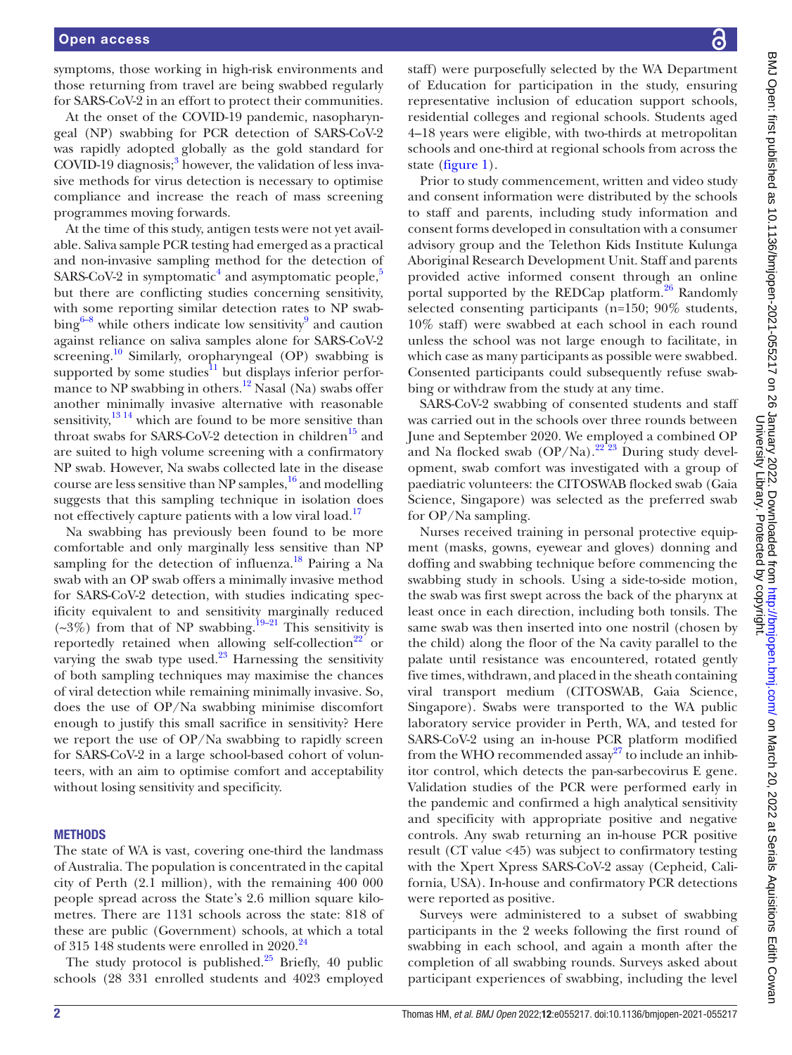symptoms, those working in high-risk environments and those returning from travel are being swabbed regularly for SARS-CoV-2 in an effort to protect their communities.

At the onset of the COVID-19 pandemic, nasopharyngeal (NP) swabbing for PCR detection of SARS-CoV-2 was rapidly adopted globally as the gold standard for COVID-19 diagnosis;[3] however, the validation of less invasive methods for virus detection is necessary to optimise compliance and increase the reach of mass screening programmes moving forwards.

At the time of this study, antigen tests were not yet available. Saliva sample PCR testing had emerged as a practical and non-invasive sampling method for the detection of SARS-CoV-2 in symptomatic[4] and asymptomatic people,[5] but there are conflicting studies concerning sensitivity, with some reporting similar detection rates to NP swabbing[6–8] while others indicate low sensitivity[9] and caution against reliance on saliva samples alone for SARS-CoV-2 screening.[10] Similarly, oropharyngeal (OP) swabbing is supported by some studies[11] but displays inferior performance to NP swabbing in others.[12] Nasal (Na) swabs offer another minimally invasive alternative with reasonable sensitivity,[13 14] which are found to be more sensitive than throat swabs for SARS-CoV-2 detection in children[15] and are suited to high volume screening with a confirmatory NP swab. However, Na swabs collected late in the disease course are less sensitive than NP samples,[16] and modelling suggests that this sampling technique in isolation does not effectively capture patients with a low viral load.[17]

Na swabbing has previously been found to be more comfortable and only marginally less sensitive than NP sampling for the detection of influenza.[18] Pairing a Na swab with an OP swab offers a minimally invasive method for SARS-CoV-2 detection, with studies indicating specificity equivalent to and sensitivity marginally reduced (~3%) from that of NP swabbing.[19–21] This sensitivity is reportedly retained when allowing self-collection[22] or varying the swab type used.[23] Harnessing the sensitivity of both sampling techniques may maximise the chances of viral detection while remaining minimally invasive. So, does the use of OP/Na swabbing minimise discomfort enough to justify this small sacrifice in sensitivity? Here we report the use of OP/Na swabbing to rapidly screen for SARS-CoV-2 in a large school-based cohort of volunteers, with an aim to optimise comfort and acceptability without losing sensitivity and specificity.

## METHODS

The state of WA is vast, covering one-third the landmass of Australia. The population is concentrated in the capital city of Perth (2.1 million), with the remaining 400 000 people spread across the State's 2.6 million square kilometres. There are 1131 schools across the state: 818 of these are public (Government) schools, at which a total of 315 148 students were enrolled in 2020.[24]

The study protocol is published.[25] Briefly, 40 public schools (28 331 enrolled students and 4023 employed staff) were purposefully selected by the WA Department of Education for participation in the study, ensuring representative inclusion of education support schools, residential colleges and regional schools. Students aged 4–18 years were eligible, with two-thirds at metropolitan schools and one-third at regional schools from across the state (figure 1).

Prior to study commencement, written and video study and consent information were distributed by the schools to staff and parents, including study information and consent forms developed in consultation with a consumer advisory group and the Telethon Kids Institute Kulunga Aboriginal Research Development Unit. Staff and parents provided active informed consent through an online portal supported by the REDCap platform.[26] Randomly selected consenting participants (n=150; 90% students, 10% staff) were swabbed at each school in each round unless the school was not large enough to facilitate, in which case as many participants as possible were swabbed. Consented participants could subsequently refuse swabbing or withdraw from the study at any time.

SARS-CoV-2 swabbing of consented students and staff was carried out in the schools over three rounds between June and September 2020. We employed a combined OP and Na flocked swab (OP/Na).[22 23] During study development, swab comfort was investigated with a group of paediatric volunteers: the CITOSWAB flocked swab (Gaia Science, Singapore) was selected as the preferred swab for OP/Na sampling.

Nurses received training in personal protective equipment (masks, gowns, eyewear and gloves) donning and doffing and swabbing technique before commencing the swabbing study in schools. Using a side-to-side motion, the swab was first swept across the back of the pharynx at least once in each direction, including both tonsils. The same swab was then inserted into one nostril (chosen by the child) along the floor of the Na cavity parallel to the palate until resistance was encountered, rotated gently five times, withdrawn, and placed in the sheath containing viral transport medium (CITOSWAB, Gaia Science, Singapore). Swabs were transported to the WA public laboratory service provider in Perth, WA, and tested for SARS-CoV-2 using an in-house PCR platform modified from the WHO recommended assay[27] to include an inhibitor control, which detects the pan-sarbecovirus E gene. Validation studies of the PCR were performed early in the pandemic and confirmed a high analytical sensitivity and specificity with appropriate positive and negative controls. Any swab returning an in-house PCR positive result (CT value <45) was subject to confirmatory testing with the Xpert Xpress SARS-CoV-2 assay (Cepheid, California, USA). In-house and confirmatory PCR detections were reported as positive.

Surveys were administered to a subset of swabbing participants in the 2 weeks following the first round of swabbing in each school, and again a month after the completion of all swabbing rounds. Surveys asked about participant experiences of swabbing, including the level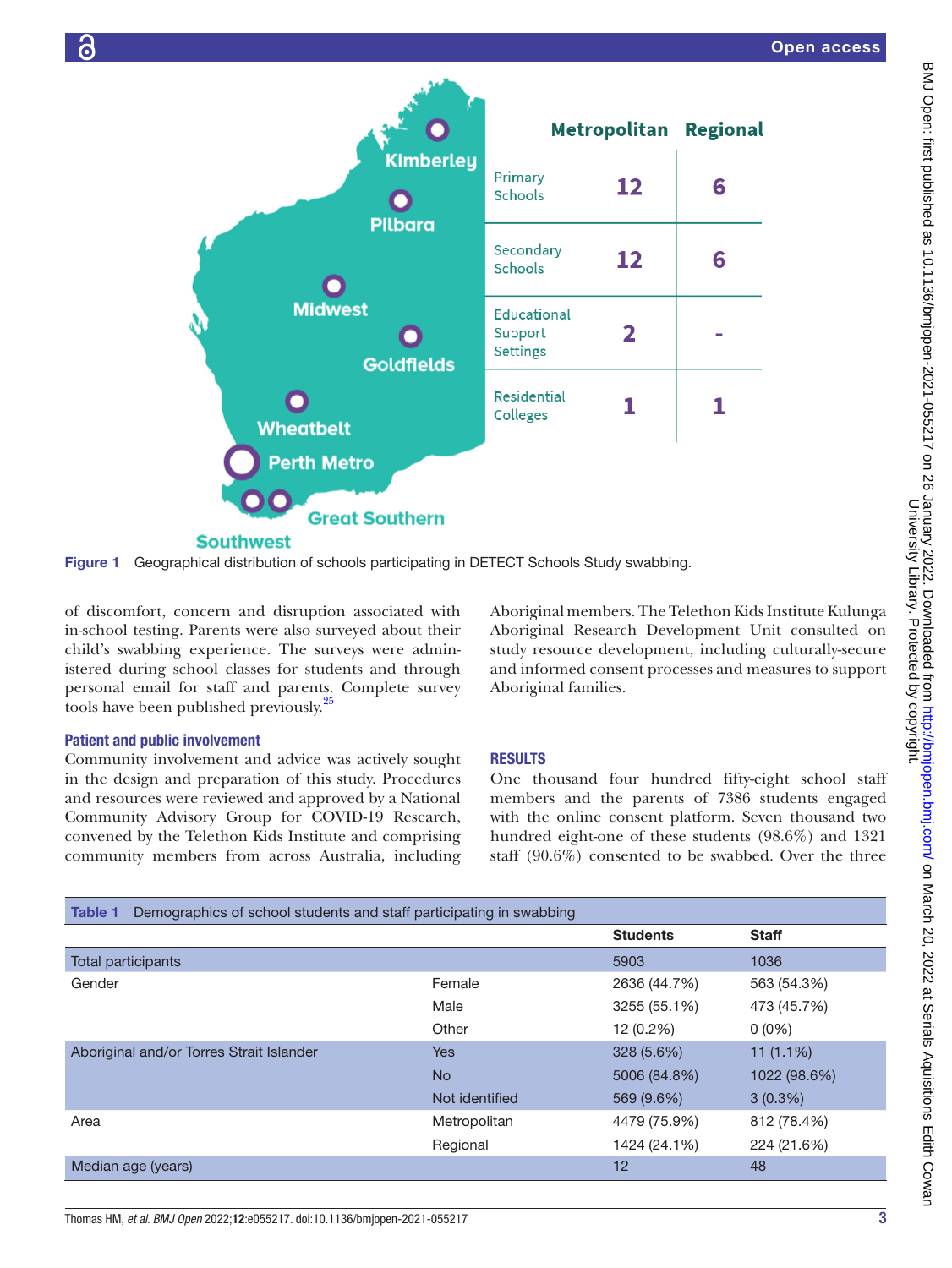Figure 1 Geographical distribution of schools participating in DETECT Schools Study swabbing.

of discomfort, concern and disruption associated with in-school testing. Parents were also surveyed about their child's swabbing experience. The surveys were administered during school classes for students and through personal email for staff and parents. Complete survey tools have been published previously.[25]

### Patient and public involvement

Community involvement and advice was actively sought in the design and preparation of this study. Procedures and resources were reviewed and approved by a National Community Advisory Group for COVID-19 Research, convened by the Telethon Kids Institute and comprising community members from across Australia, including Aboriginal members. The Telethon Kids Institute Kulunga Aboriginal Research Development Unit consulted on study resource development, including culturally-secure and informed consent processes and measures to support Aboriginal families.

## RESULTS

One thousand four hundred fifty-eight school staff members and the parents of 7386 students engaged with the online consent platform. Seven thousand two hundred eight-one of these students (98.6%) and 1321 staff (90.6%) consented to be swabbed. Over the three

Table 1 Demographics of school students and staff participating in swabbing

| | | Students | Staff |
|---|---|---|---|
| Total participants | | 5903 | 1036 |
| Gender | Female | 2636 (44.7%) | 563 (54.3%) |
| | Male | 3255 (55.1%) | 473 (45.7%) |
| | Other | 12 (0.2%) | 0 (0%) |
| Aboriginal and/or Torres Strait Islander | Yes | 328 (5.6%) | 11 (1.1%) |
| | No | 5006 (84.8%) | 1022 (98.6%) |
| | Not identified | 569 (9.6%) | 3 (0.3%) |
| Area | Metropolitan | 4479 (75.9%) | 812 (78.4%) |
| | Regional | 1424 (24.1%) | 224 (21.6%) |
| Median age (years) | | 12 | 48 |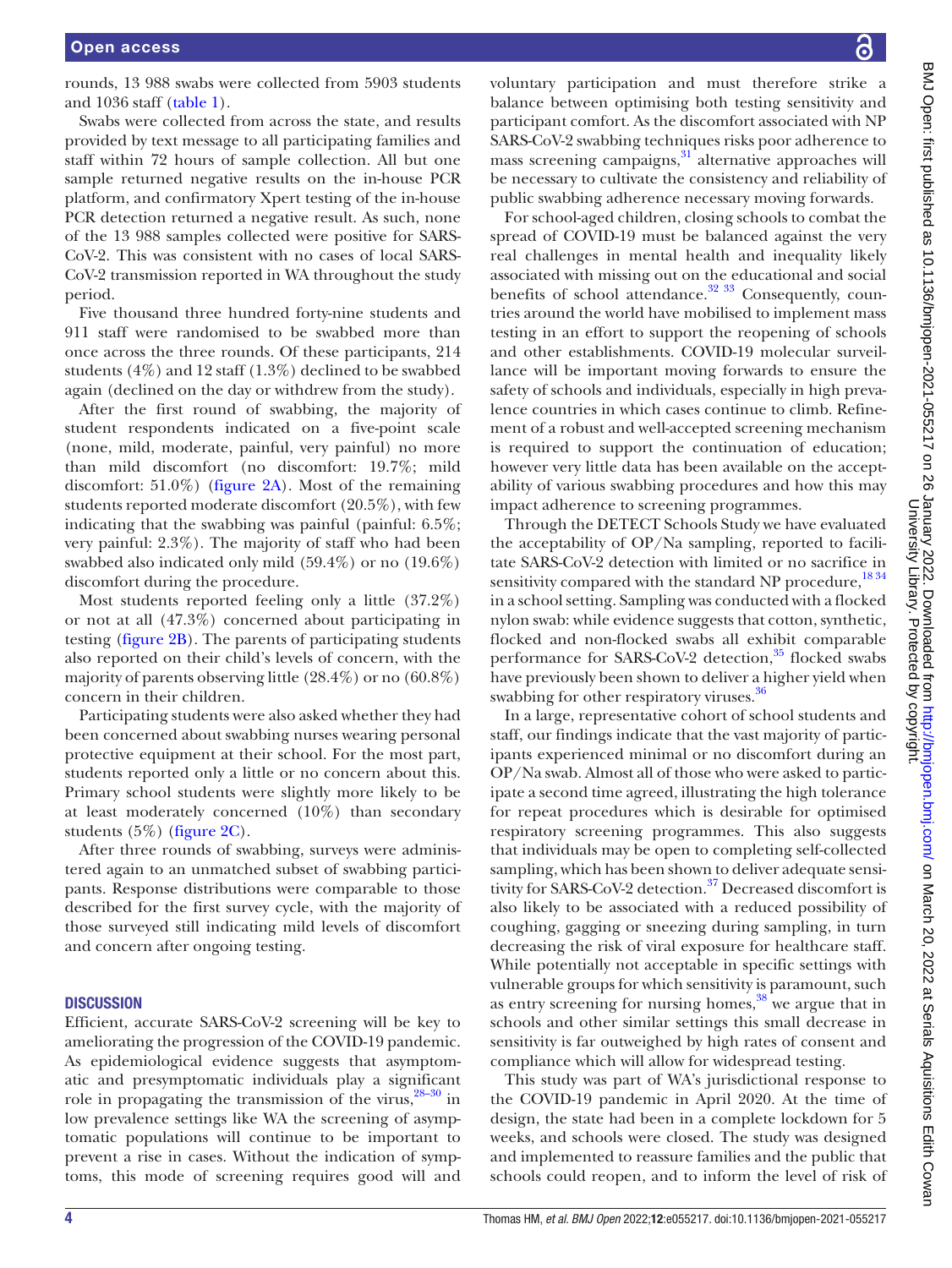rounds, 13 988 swabs were collected from 5903 students and 1036 staff (table 1).

Swabs were collected from across the state, and results provided by text message to all participating families and staff within 72 hours of sample collection. All but one sample returned negative results on the in-house PCR platform, and confirmatory Xpert testing of the in-house PCR detection returned a negative result. As such, none of the 13 988 samples collected were positive for SARS-CoV-2. This was consistent with no cases of local SARS-CoV-2 transmission reported in WA throughout the study period.

Five thousand three hundred forty-nine students and 911 staff were randomised to be swabbed more than once across the three rounds. Of these participants, 214 students (4%) and 12 staff (1.3%) declined to be swabbed again (declined on the day or withdrew from the study).

After the first round of swabbing, the majority of student respondents indicated on a five-point scale (none, mild, moderate, painful, very painful) no more than mild discomfort (no discomfort: 19.7%; mild discomfort: 51.0%) (figure 2A). Most of the remaining students reported moderate discomfort (20.5%), with few indicating that the swabbing was painful (painful: 6.5%; very painful: 2.3%). The majority of staff who had been swabbed also indicated only mild (59.4%) or no (19.6%) discomfort during the procedure.

Most students reported feeling only a little (37.2%) or not at all (47.3%) concerned about participating in testing (figure 2B). The parents of participating students also reported on their child's levels of concern, with the majority of parents observing little (28.4%) or no (60.8%) concern in their children.

Participating students were also asked whether they had been concerned about swabbing nurses wearing personal protective equipment at their school. For the most part, students reported only a little or no concern about this. Primary school students were slightly more likely to be at least moderately concerned (10%) than secondary students (5%) (figure 2C).

After three rounds of swabbing, surveys were administered again to an unmatched subset of swabbing participants. Response distributions were comparable to those described for the first survey cycle, with the majority of those surveyed still indicating mild levels of discomfort and concern after ongoing testing.

## DISCUSSION

Efficient, accurate SARS-CoV-2 screening will be key to ameliorating the progression of the COVID-19 pandemic. As epidemiological evidence suggests that asymptomatic and presymptomatic individuals play a significant role in propagating the transmission of the virus,[28–30] in low prevalence settings like WA the screening of asymptomatic populations will continue to be important to prevent a rise in cases. Without the indication of symptoms, this mode of screening requires good will and voluntary participation and must therefore strike a balance between optimising both testing sensitivity and participant comfort. As the discomfort associated with NP SARS-CoV-2 swabbing techniques risks poor adherence to mass screening campaigns,[31] alternative approaches will be necessary to cultivate the consistency and reliability of public swabbing adherence necessary moving forwards.

For school-aged children, closing schools to combat the spread of COVID-19 must be balanced against the very real challenges in mental health and inequality likely associated with missing out on the educational and social benefits of school attendance.[32 33] Consequently, countries around the world have mobilised to implement mass testing in an effort to support the reopening of schools and other establishments. COVID-19 molecular surveillance will be important moving forwards to ensure the safety of schools and individuals, especially in high prevalence countries in which cases continue to climb. Refinement of a robust and well-accepted screening mechanism is required to support the continuation of education; however very little data has been available on the acceptability of various swabbing procedures and how this may impact adherence to screening programmes.

Through the DETECT Schools Study we have evaluated the acceptability of OP/Na sampling, reported to facilitate SARS-CoV-2 detection with limited or no sacrifice in sensitivity compared with the standard NP procedure,[18 34] in a school setting. Sampling was conducted with a flocked nylon swab: while evidence suggests that cotton, synthetic, flocked and non-flocked swabs all exhibit comparable performance for SARS-CoV-2 detection,[35] flocked swabs have previously been shown to deliver a higher yield when swabbing for other respiratory viruses.[36]

In a large, representative cohort of school students and staff, our findings indicate that the vast majority of participants experienced minimal or no discomfort during an OP/Na swab. Almost all of those who were asked to participate a second time agreed, illustrating the high tolerance for repeat procedures which is desirable for optimised respiratory screening programmes. This also suggests that individuals may be open to completing self-collected sampling, which has been shown to deliver adequate sensitivity for SARS-CoV-2 detection.[37] Decreased discomfort is also likely to be associated with a reduced possibility of coughing, gagging or sneezing during sampling, in turn decreasing the risk of viral exposure for healthcare staff. While potentially not acceptable in specific settings with vulnerable groups for which sensitivity is paramount, such as entry screening for nursing homes,[38] we argue that in schools and other similar settings this small decrease in sensitivity is far outweighed by high rates of consent and compliance which will allow for widespread testing.

This study was part of WA's jurisdictional response to the COVID-19 pandemic in April 2020. At the time of design, the state had been in a complete lockdown for 5 weeks, and schools were closed. The study was designed and implemented to reassure families and the public that schools could reopen, and to inform the level of risk of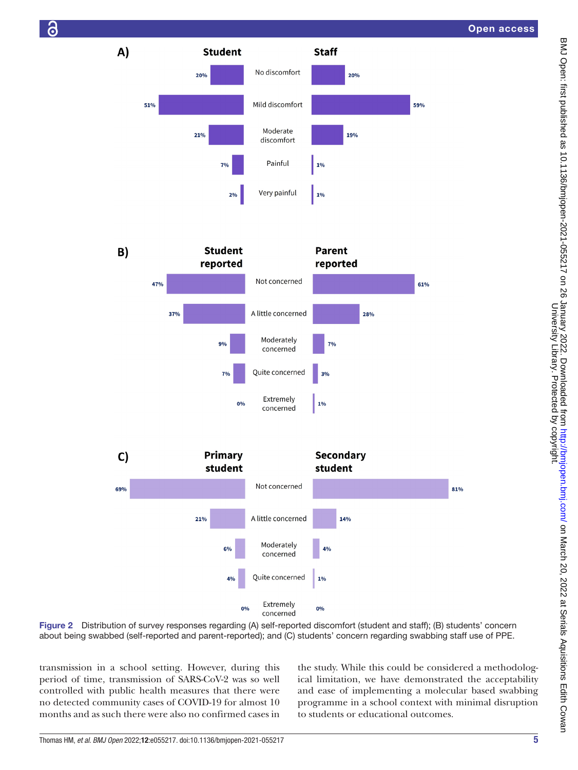**A)**

| Student | | Staff |
|---|---|---|
| 20% | No discomfort | 20% |
| 51% | Mild discomfort | 59% |
| 21% | Moderate discomfort | 19% |
| 7% | Painful | 1% |
| 2% | Very painful | 1% |

**B)**

| Student reported | | Parent reported |
|---|---|---|
| 47% | Not concerned | 61% |
| 37% | A little concerned | 28% |
| 9% | Moderately concerned | 7% |
| 7% | Quite concerned | 3% |
| 0% | Extremely concerned | 1% |

**C)**

| Primary student | | Secondary student |
|---|---|---|
| 69% | Not concerned | 81% |
| 21% | A little concerned | 14% |
| 6% | Moderately concerned | 4% |
| 4% | Quite concerned | 1% |
| 0% | Extremely concerned | 0% |

**Figure 2** Distribution of survey responses regarding (A) self-reported discomfort (student and staff); (B) students' concern about being swabbed (self-reported and parent-reported); and (C) students' concern regarding swabbing staff use of PPE.

transmission in a school setting. However, during this period of time, transmission of SARS-CoV-2 was so well controlled with public health measures that there were no detected community cases of COVID-19 for almost 10 months and as such there were also no confirmed cases in the study. While this could be considered a methodological limitation, we have demonstrated the acceptability and ease of implementing a molecular based swabbing programme in a school context with minimal disruption to students or educational outcomes.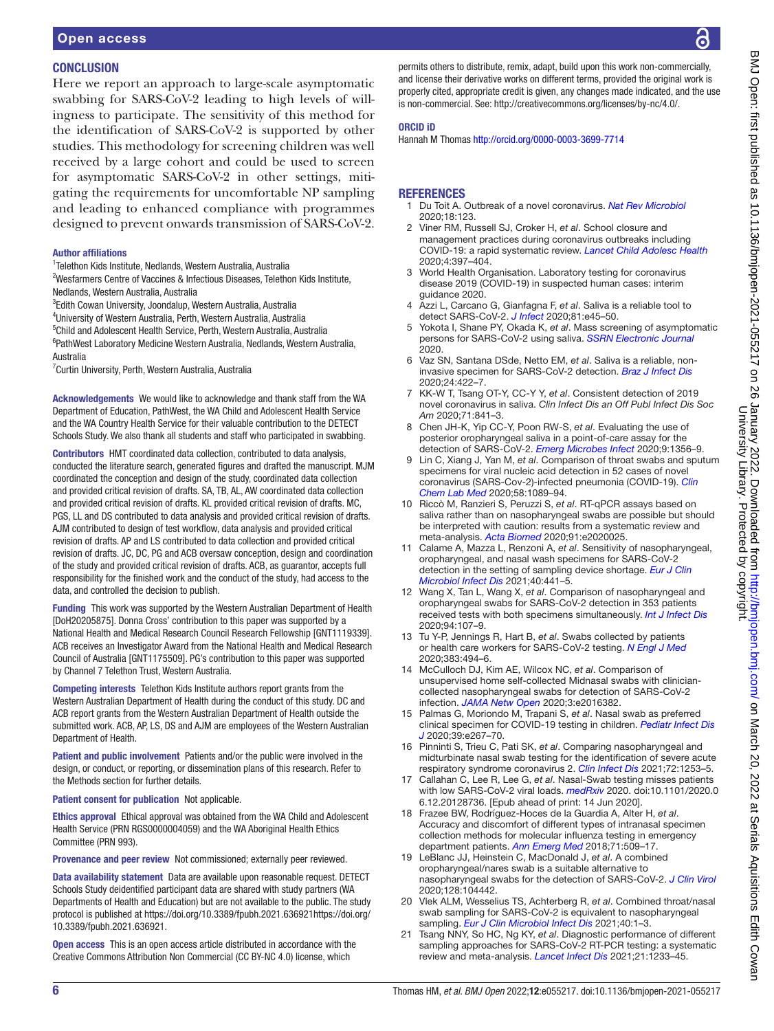## CONCLUSION

Here we report an approach to large-scale asymptomatic swabbing for SARS-CoV-2 leading to high levels of willingness to participate. The sensitivity of this method for the identification of SARS-CoV-2 is supported by other studies. This methodology for screening children was well received by a large cohort and could be used to screen for asymptomatic SARS-CoV-2 in other settings, mitigating the requirements for uncomfortable NP sampling and leading to enhanced compliance with programmes designed to prevent onwards transmission of SARS-CoV-2.

**Author affiliations**

[1]Telethon Kids Institute, Nedlands, Western Australia, Australia
[2]Wesfarmers Centre of Vaccines & Infectious Diseases, Telethon Kids Institute, Nedlands, Western Australia, Australia
[3]Edith Cowan University, Joondalup, Western Australia, Australia
[4]University of Western Australia, Perth, Western Australia, Australia
[5]Child and Adolescent Health Service, Perth, Western Australia, Australia
[6]PathWest Laboratory Medicine Western Australia, Nedlands, Western Australia, Australia
[7]Curtin University, Perth, Western Australia, Australia

**Acknowledgements** We would like to acknowledge and thank staff from the WA Department of Education, PathWest, the WA Child and Adolescent Health Service and the WA Country Health Service for their valuable contribution to the DETECT Schools Study. We also thank all students and staff who participated in swabbing.

**Contributors** HMT coordinated data collection, contributed to data analysis, conducted the literature search, generated figures and drafted the manuscript. MJM coordinated the conception and design of the study, coordinated data collection and provided critical revision of drafts. SA, TB, AL, AW coordinated data collection and provided critical revision of drafts. KL provided critical revision of drafts. MC, PGS, LL and DS contributed to data analysis and provided critical revision of drafts. AJM contributed to design of test workflow, data analysis and provided critical revision of drafts. AP and LS contributed to data collection and provided critical revision of drafts. JC, DC, PG and ACB oversaw conception, design and coordination of the study and provided critical revision of drafts. ACB, as guarantor, accepts full responsibility for the finished work and the conduct of the study, had access to the data, and controlled the decision to publish.

**Funding** This work was supported by the Western Australian Department of Health [DoH20205875]. Donna Cross' contribution to this paper was supported by a National Health and Medical Research Council Research Fellowship [GNT1119339]. ACB receives an Investigator Award from the National Health and Medical Research Council of Australia [GNT1175509]. PG's contribution to this paper was supported by Channel 7 Telethon Trust, Western Australia.

**Competing interests** Telethon Kids Institute authors report grants from the Western Australian Department of Health during the conduct of this study. DC and ACB report grants from the Western Australian Department of Health outside the submitted work. ACB, AP, LS, DS and AJM are employees of the Western Australian Department of Health.

**Patient and public involvement** Patients and/or the public were involved in the design, or conduct, or reporting, or dissemination plans of this research. Refer to the Methods section for further details.

**Patient consent for publication** Not applicable.

**Ethics approval** Ethical approval was obtained from the WA Child and Adolescent Health Service (PRN RGS0000004059) and the WA Aboriginal Health Ethics Committee (PRN 993).

**Provenance and peer review** Not commissioned; externally peer reviewed.

**Data availability statement** Data are available upon reasonable request. DETECT Schools Study deidentified participant data are shared with study partners (WA Departments of Health and Education) but are not available to the public. The study protocol is published at https://doi.org/10.3389/fpubh.2021.636921https://doi.org/10.3389/fpubh.2021.636921.

**Open access** This is an open access article distributed in accordance with the Creative Commons Attribution Non Commercial (CC BY-NC 4.0) license, which permits others to distribute, remix, adapt, build upon this work non-commercially, and license their derivative works on different terms, provided the original work is properly cited, appropriate credit is given, any changes made indicated, and the use is non-commercial. See: http://creativecommons.org/licenses/by-nc/4.0/.

**ORCID iD**

Hannah M Thomas http://orcid.org/0000-0003-3699-7714

## REFERENCES

1. Du Toit A. Outbreak of a novel coronavirus. *Nat Rev Microbiol* 2020;18:123.
2. Viner RM, Russell SJ, Croker H, *et al*. School closure and management practices during coronavirus outbreaks including COVID-19: a rapid systematic review. *Lancet Child Adolesc Health* 2020;4:397–404.
3. World Health Organisation. Laboratory testing for coronavirus disease 2019 (COVID-19) in suspected human cases: interim guidance 2020.
4. Azzi L, Carcano G, Gianfagna F, *et al*. Saliva is a reliable tool to detect SARS-CoV-2. *J Infect* 2020;81:e45–50.
5. Yokota I, Shane PY, Okada K, *et al*. Mass screening of asymptomatic persons for SARS-CoV-2 using saliva. *SSRN Electronic Journal* 2020.
6. Vaz SN, Santana DSde, Netto EM, *et al*. Saliva is a reliable, non-invasive specimen for SARS-CoV-2 detection. *Braz J Infect Dis* 2020;24:422–7.
7. KK-W T, Tsang OT-Y, CC-Y Y, *et al*. Consistent detection of 2019 novel coronavirus in saliva. *Clin Infect Dis an Off Publ Infect Dis Soc Am* 2020;71:841–3.
8. Chen JH-K, Yip CC-Y, Poon RW-S, *et al*. Evaluating the use of posterior oropharyngeal saliva in a point-of-care assay for the detection of SARS-CoV-2. *Emerg Microbes Infect* 2020;9:1356–9.
9. Lin C, Xiang J, Yan M, *et al*. Comparison of throat swabs and sputum specimens for viral nucleic acid detection in 52 cases of novel coronavirus (SARS-Cov-2)-infected pneumonia (COVID-19). *Clin Chem Lab Med* 2020;58:1089–94.
10. Riccò M, Ranzieri S, Peruzzi S, *et al*. RT-qPCR assays based on saliva rather than on nasopharyngeal swabs are possible but should be interpreted with caution: results from a systematic review and meta-analysis. *Acta Biomed* 2020;91:e2020025.
11. Calame A, Mazza L, Renzoni A, *et al*. Sensitivity of nasopharyngeal, oropharyngeal, and nasal wash specimens for SARS-CoV-2 detection in the setting of sampling device shortage. *Eur J Clin Microbiol Infect Dis* 2021;40:441–5.
12. Wang X, Tan L, Wang X, *et al*. Comparison of nasopharyngeal and oropharyngeal swabs for SARS-CoV-2 detection in 353 patients received tests with both specimens simultaneously. *Int J Infect Dis* 2020;94:107–9.
13. Tu Y-P, Jennings R, Hart B, *et al*. Swabs collected by patients or health care workers for SARS-CoV-2 testing. *N Engl J Med* 2020;383:494–6.
14. McCulloch DJ, Kim AE, Wilcox NC, *et al*. Comparison of unsupervised home self-collected Midnasal swabs with clinician-collected nasopharyngeal swabs for detection of SARS-CoV-2 infection. *JAMA Netw Open* 2020;3:e2016382.
15. Palmas G, Moriondo M, Trapani S, *et al*. Nasal swab as preferred clinical specimen for COVID-19 testing in children. *Pediatr Infect Dis J* 2020;39:e267–70.
16. Pinninti S, Trieu C, Pati SK, *et al*. Comparing nasopharyngeal and midturbinate nasal swab testing for the identification of severe acute respiratory syndrome coronavirus 2. *Clin Infect Dis* 2021;72:1253–5.
17. Callahan C, Lee R, Lee G, *et al*. Nasal-Swab testing misses patients with low SARS-CoV-2 viral loads. *medRxiv* 2020. doi:10.1101/2020.06.12.20128736. [Epub ahead of print: 14 Jun 2020].
18. Frazee BW, Rodríguez-Hoces de la Guardia A, Alter H, *et al*. Accuracy and discomfort of different types of intranasal specimen collection methods for molecular influenza testing in emergency department patients. *Ann Emerg Med* 2018;71:509–17.
19. LeBlanc JJ, Heinstein C, MacDonald J, *et al*. A combined oropharyngeal/nares swab is a suitable alternative to nasopharyngeal swabs for the detection of SARS-CoV-2. *J Clin Virol* 2020;128:104442.
20. Vlek ALM, Wesselius TS, Achterberg R, *et al*. Combined throat/nasal swab sampling for SARS-CoV-2 is equivalent to nasopharyngeal sampling. *Eur J Clin Microbiol Infect Dis* 2021;40:1–3.
21. Tsang NNY, So HC, Ng KY, *et al*. Diagnostic performance of different sampling approaches for SARS-CoV-2 RT-PCR testing: a systematic review and meta-analysis. *Lancet Infect Dis* 2021;21:1233–45.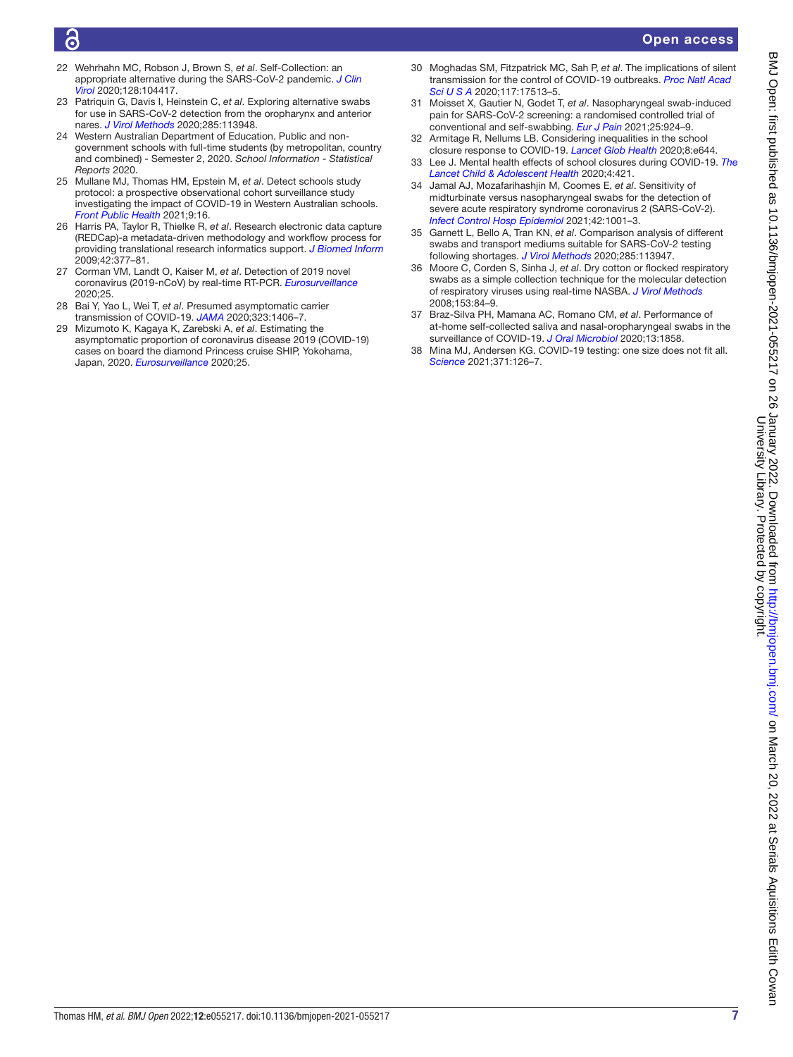22 Wehrhahn MC, Robson J, Brown S, *et al*. Self-Collection: an appropriate alternative during the SARS-CoV-2 pandemic. *J Clin Virol* 2020;128:104417.

23 Patriquin G, Davis I, Heinstein C, *et al*. Exploring alternative swabs for use in SARS-CoV-2 detection from the oropharynx and anterior nares. *J Virol Methods* 2020;285:113948.

24 Western Australian Department of Education. Public and non-government schools with full-time students (by metropolitan, country and combined) - Semester 2, 2020. *School Information - Statistical Reports* 2020.

25 Mullane MJ, Thomas HM, Epstein M, *et al*. Detect schools study protocol: a prospective observational cohort surveillance study investigating the impact of COVID-19 in Western Australian schools. *Front Public Health* 2021;9:16.

26 Harris PA, Taylor R, Thielke R, *et al*. Research electronic data capture (REDCap)-a metadata-driven methodology and workflow process for providing translational research informatics support. *J Biomed Inform* 2009;42:377–81.

27 Corman VM, Landt O, Kaiser M, *et al*. Detection of 2019 novel coronavirus (2019-nCoV) by real-time RT-PCR. *Eurosurveillance* 2020;25.

28 Bai Y, Yao L, Wei T, *et al*. Presumed asymptomatic carrier transmission of COVID-19. *JAMA* 2020;323:1406–7.

29 Mizumoto K, Kagaya K, Zarebski A, *et al*. Estimating the asymptomatic proportion of coronavirus disease 2019 (COVID-19) cases on board the diamond Princess cruise SHIP, Yokohama, Japan, 2020. *Eurosurveillance* 2020;25.

30 Moghadas SM, Fitzpatrick MC, Sah P, *et al*. The implications of silent transmission for the control of COVID-19 outbreaks. *Proc Natl Acad Sci U S A* 2020;117:17513–5.

31 Moisset X, Gautier N, Godet T, *et al*. Nasopharyngeal swab-induced pain for SARS-CoV-2 screening: a randomised controlled trial of conventional and self-swabbing. *Eur J Pain* 2021;25:924–9.

32 Armitage R, Nellums LB. Considering inequalities in the school closure response to COVID-19. *Lancet Glob Health* 2020;8:e644.

33 Lee J. Mental health effects of school closures during COVID-19. *The Lancet Child & Adolescent Health* 2020;4:421.

34 Jamal AJ, Mozafarihashjin M, Coomes E, *et al*. Sensitivity of midturbinate versus nasopharyngeal swabs for the detection of severe acute respiratory syndrome coronavirus 2 (SARS-CoV-2). *Infect Control Hosp Epidemiol* 2021;42:1001–3.

35 Garnett L, Bello A, Tran KN, *et al*. Comparison analysis of different swabs and transport mediums suitable for SARS-CoV-2 testing following shortages. *J Virol Methods* 2020;285:113947.

36 Moore C, Corden S, Sinha J, *et al*. Dry cotton or flocked respiratory swabs as a simple collection technique for the molecular detection of respiratory viruses using real-time NASBA. *J Virol Methods* 2008;153:84–9.

37 Braz-Silva PH, Mamana AC, Romano CM, *et al*. Performance of at-home self-collected saliva and nasal-oropharyngeal swabs in the surveillance of COVID-19. *J Oral Microbiol* 2020;13:1858.

38 Mina MJ, Andersen KG. COVID-19 testing: one size does not fit all. *Science* 2021;371:126–7.